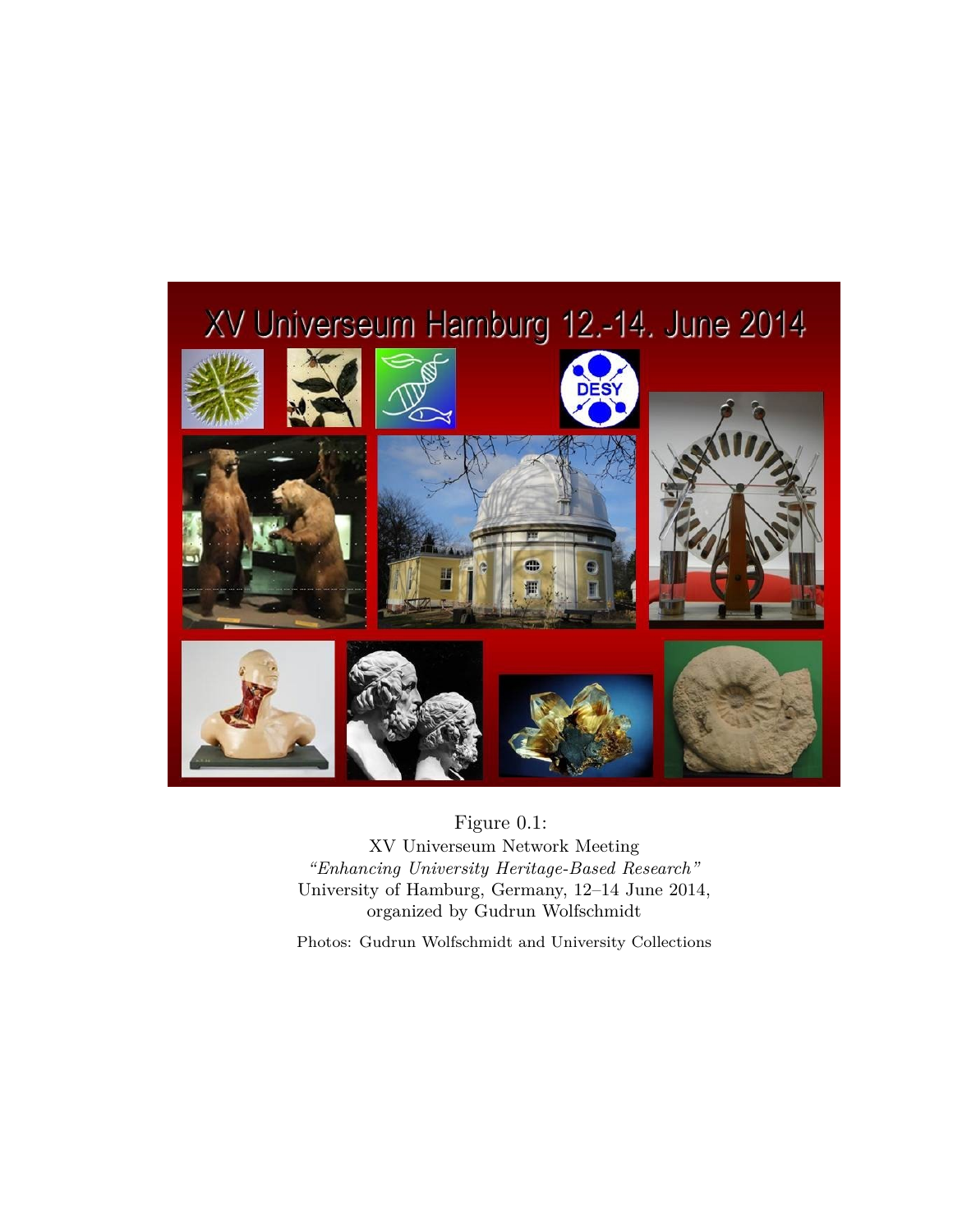Figure 0.1:
XV Universeum Network Meeting
*"Enhancing University Heritage-Based Research"*
University of Hamburg, Germany, 12–14 June 2014,
organized by Gudrun Wolfschmidt

Photos: Gudrun Wolfschmidt and University Collections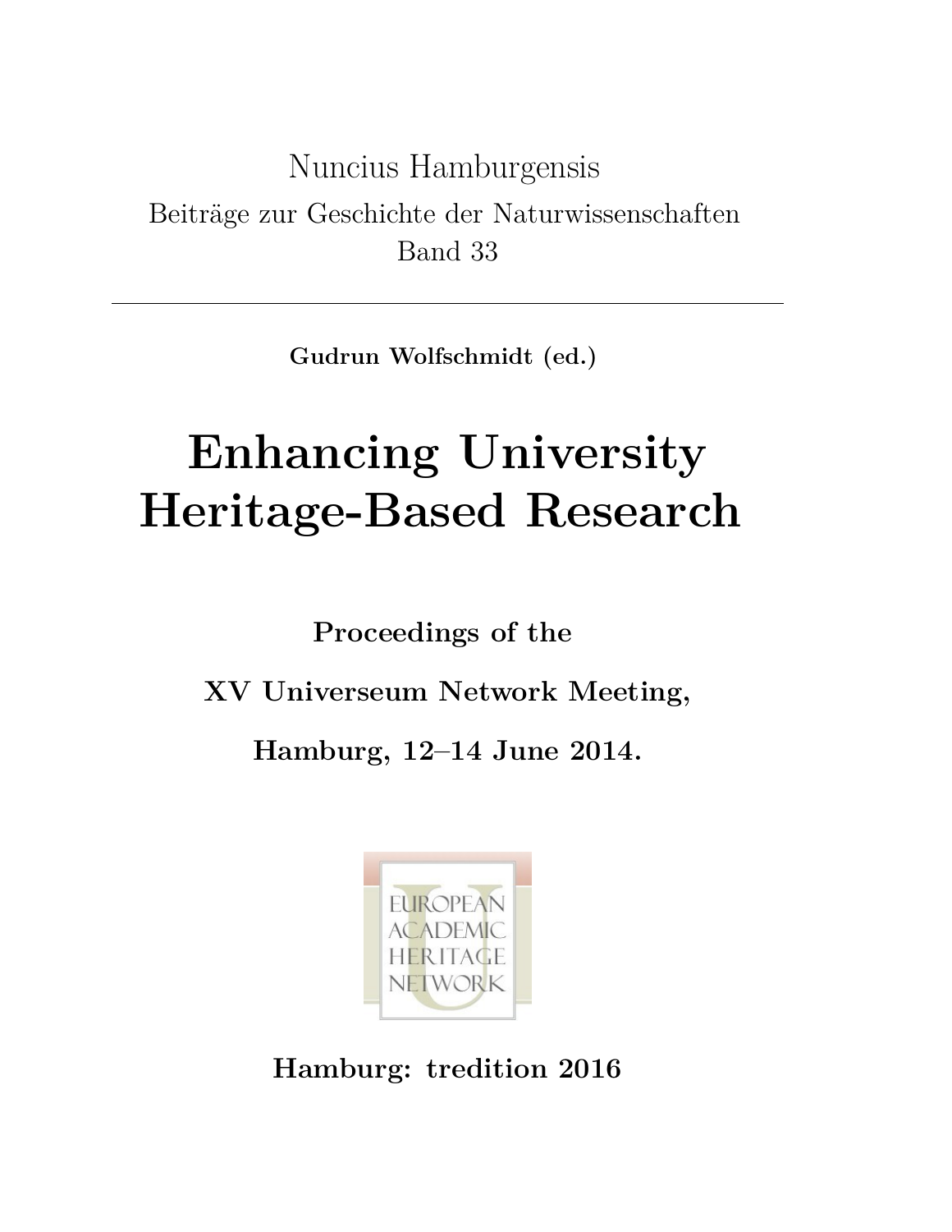Nuncius Hamburgensis

Beiträge zur Geschichte der Naturwissenschaften

Band 33

---

**Gudrun Wolfschmidt (ed.)**

# Enhancing University Heritage-Based Research

**Proceedings of the**

**XV Universeum Network Meeting,**

**Hamburg, 12–14 June 2014.**

EUROPEAN ACADEMIC HERITAGE NETWORK

**Hamburg: tredition 2016**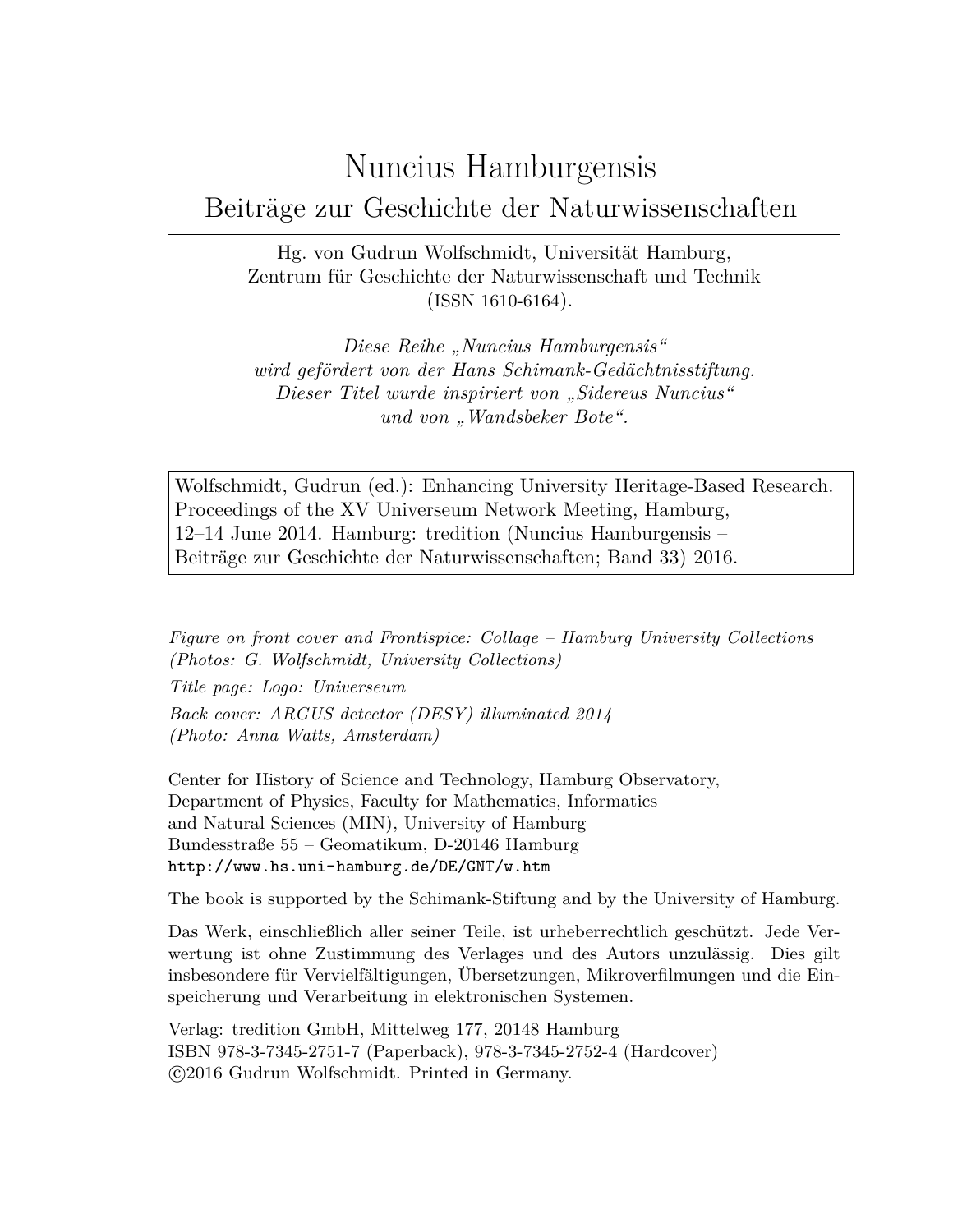# Nuncius Hamburgensis

## Beiträge zur Geschichte der Naturwissenschaften

Hg. von Gudrun Wolfschmidt, Universität Hamburg,
Zentrum für Geschichte der Naturwissenschaft und Technik
(ISSN 1610-6164).

*Diese Reihe „Nuncius Hamburgensis"*
*wird gefördert von der Hans Schimank-Gedächtnisstiftung.*
*Dieser Titel wurde inspiriert von „Sidereus Nuncius"*
*und von „Wandsbeker Bote".*

Wolfschmidt, Gudrun (ed.): Enhancing University Heritage-Based Research. Proceedings of the XV Universeum Network Meeting, Hamburg, 12–14 June 2014. Hamburg: tredition (Nuncius Hamburgensis – Beiträge zur Geschichte der Naturwissenschaften; Band 33) 2016.

*Figure on front cover and Frontispice: Collage – Hamburg University Collections (Photos: G. Wolfschmidt, University Collections)*

*Title page: Logo: Universeum*

*Back cover: ARGUS detector (DESY) illuminated 2014 (Photo: Anna Watts, Amsterdam)*

Center for History of Science and Technology, Hamburg Observatory,
Department of Physics, Faculty for Mathematics, Informatics
and Natural Sciences (MIN), University of Hamburg
Bundesstraße 55 – Geomatikum, D-20146 Hamburg
`http://www.hs.uni-hamburg.de/DE/GNT/w.htm`

The book is supported by the Schimank-Stiftung and by the University of Hamburg.

Das Werk, einschließlich aller seiner Teile, ist urheberrechtlich geschützt. Jede Verwertung ist ohne Zustimmung des Verlages und des Autors unzulässig. Dies gilt insbesondere für Vervielfältigungen, Übersetzungen, Mikroverfilmungen und die Einspeicherung und Verarbeitung in elektronischen Systemen.

Verlag: tredition GmbH, Mittelweg 177, 20148 Hamburg
ISBN 978-3-7345-2751-7 (Paperback), 978-3-7345-2752-4 (Hardcover)
©2016 Gudrun Wolfschmidt. Printed in Germany.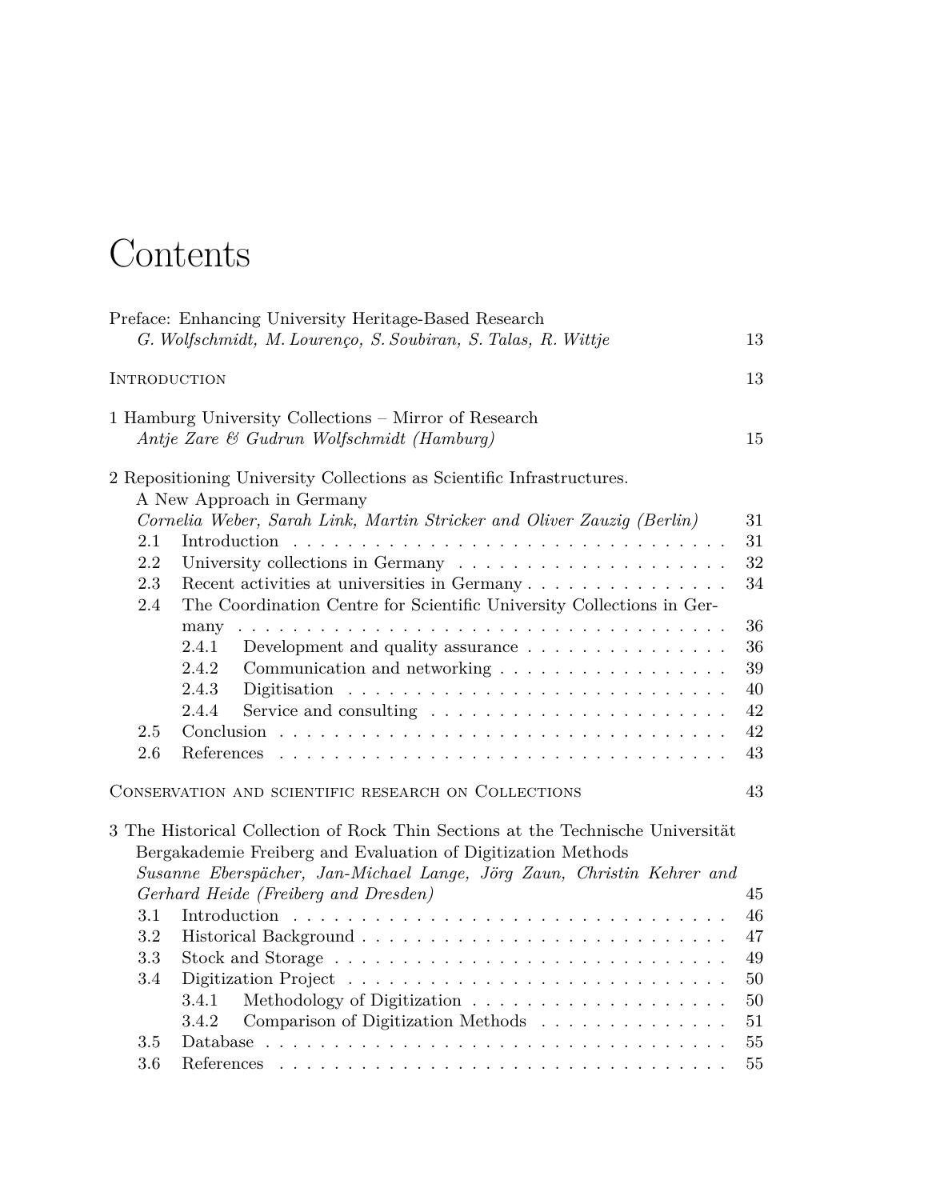# Contents

Preface: Enhancing University Heritage-Based Research
*G. Wolfschmidt, M. Lourenço, S. Soubiran, S. Talas, R. Wittje* 13

INTRODUCTION 13

1 Hamburg University Collections – Mirror of Research
*Antje Zare & Gudrun Wolfschmidt (Hamburg)* 15

2 Repositioning University Collections as Scientific Infrastructures. A New Approach in Germany
*Cornelia Weber, Sarah Link, Martin Stricker and Oliver Zauzig (Berlin)* 31

- 2.1 Introduction . . . . . 31
- 2.2 University collections in Germany . . . . . 32
- 2.3 Recent activities at universities in Germany . . . . . 34
- 2.4 The Coordination Centre for Scientific University Collections in Germany . . . . . 36
  - 2.4.1 Development and quality assurance . . . . . 36
  - 2.4.2 Communication and networking . . . . . 39
  - 2.4.3 Digitisation . . . . . 40
  - 2.4.4 Service and consulting . . . . . 42
- 2.5 Conclusion . . . . . 42
- 2.6 References . . . . . 43

CONSERVATION AND SCIENTIFIC RESEARCH ON COLLECTIONS 43

3 The Historical Collection of Rock Thin Sections at the Technische Universität Bergakademie Freiberg and Evaluation of Digitization Methods
*Susanne Eberspächer, Jan-Michael Lange, Jörg Zaun, Christin Kehrer and Gerhard Heide (Freiberg and Dresden)* 45

- 3.1 Introduction . . . . . 46
- 3.2 Historical Background . . . . . 47
- 3.3 Stock and Storage . . . . . 49
- 3.4 Digitization Project . . . . . 50
  - 3.4.1 Methodology of Digitization . . . . . 50
  - 3.4.2 Comparison of Digitization Methods . . . . . 51
- 3.5 Database . . . . . 55
- 3.6 References . . . . . 55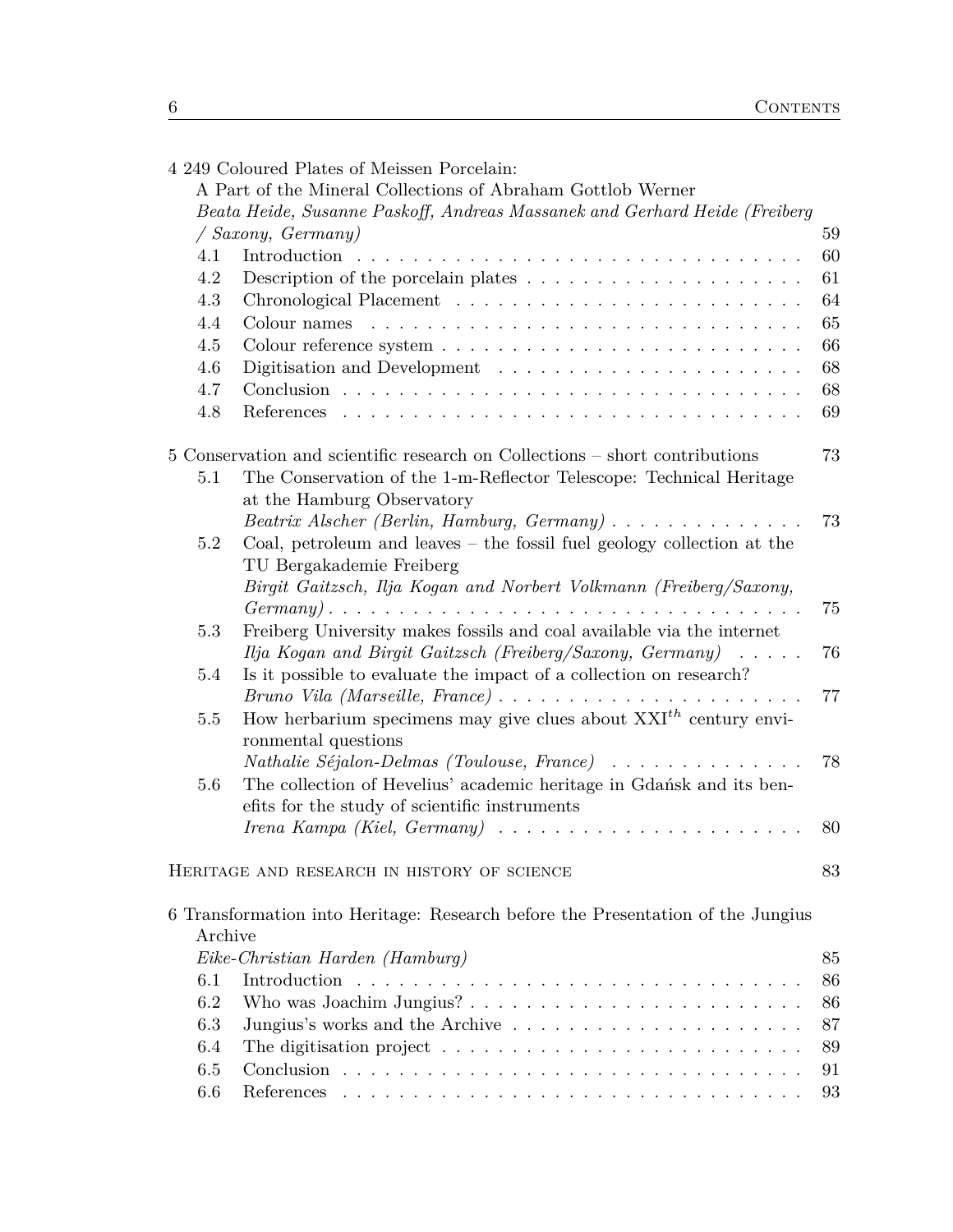4 249 Coloured Plates of Meissen Porcelain:
A Part of the Mineral Collections of Abraham Gottlob Werner
*Beata Heide, Susanne Paskoff, Andreas Massanek and Gerhard Heide (Freiberg / Saxony, Germany)* 59

- 4.1 Introduction . . . . . . . . . . 60
- 4.2 Description of the porcelain plates . . . . . . . . . . 61
- 4.3 Chronological Placement . . . . . . . . . . 64
- 4.4 Colour names . . . . . . . . . . 65
- 4.5 Colour reference system . . . . . . . . . . 66
- 4.6 Digitisation and Development . . . . . . . . . . 68
- 4.7 Conclusion . . . . . . . . . . 68
- 4.8 References . . . . . . . . . . 69

5 Conservation and scientific research on Collections – short contributions 73

- 5.1 The Conservation of the 1-m-Reflector Telescope: Technical Heritage at the Hamburg Observatory
  *Beatrix Alscher (Berlin, Hamburg, Germany)* . . . . . . . . . . 73
- 5.2 Coal, petroleum and leaves – the fossil fuel geology collection at the TU Bergakademie Freiberg
  *Birgit Gaitzsch, Ilja Kogan and Norbert Volkmann (Freiberg/Saxony, Germany)* . . . . . . . . . . 75
- 5.3 Freiberg University makes fossils and coal available via the internet
  *Ilja Kogan and Birgit Gaitzsch (Freiberg/Saxony, Germany)* . . . . . 76
- 5.4 Is it possible to evaluate the impact of a collection on research?
  *Bruno Vila (Marseille, France)* . . . . . . . . . . 77
- 5.5 How herbarium specimens may give clues about XXI$^{th}$ century environmental questions
  *Nathalie Séjalon-Delmas (Toulouse, France)* . . . . . . . . . . 78
- 5.6 The collection of Hevelius' academic heritage in Gdańsk and its benefits for the study of scientific instruments
  *Irena Kampa (Kiel, Germany)* . . . . . . . . . . 80

HERITAGE AND RESEARCH IN HISTORY OF SCIENCE 83

6 Transformation into Heritage: Research before the Presentation of the Jungius Archive
*Eike-Christian Harden (Hamburg)* 85

- 6.1 Introduction . . . . . . . . . . 86
- 6.2 Who was Joachim Jungius? . . . . . . . . . . 86
- 6.3 Jungius's works and the Archive . . . . . . . . . . 87
- 6.4 The digitisation project . . . . . . . . . . 89
- 6.5 Conclusion . . . . . . . . . . 91
- 6.6 References . . . . . . . . . . 93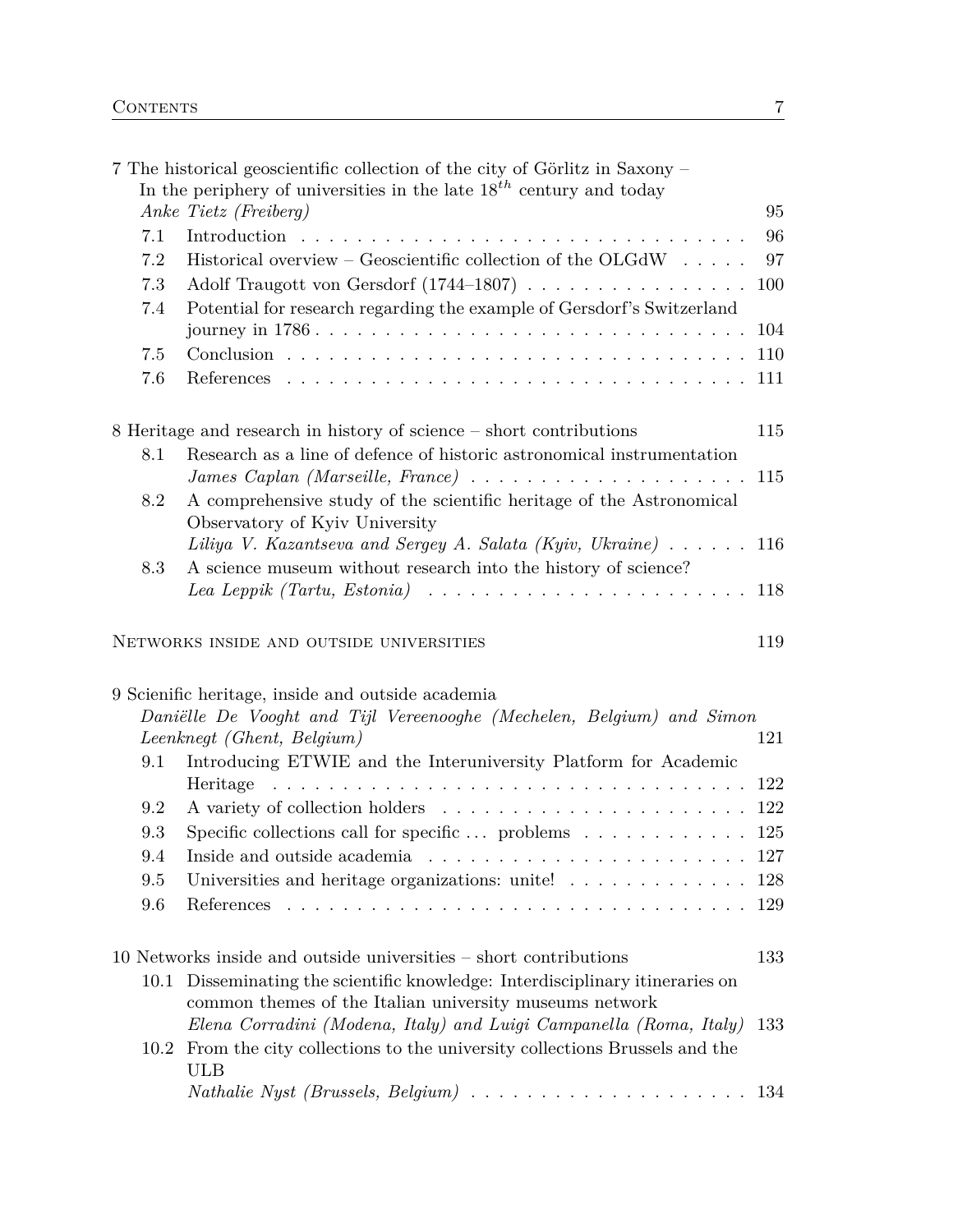7 The historical geoscientific collection of the city of Görlitz in Saxony – In the periphery of universities in the late $18^{th}$ century and today
*Anke Tietz (Freiberg)* 95

- 7.1 Introduction . . . 96
- 7.2 Historical overview – Geoscientific collection of the OLGdW . . . 97
- 7.3 Adolf Traugott von Gersdorf (1744–1807) . . . 100
- 7.4 Potential for research regarding the example of Gersdorf's Switzerland journey in 1786 . . . 104
- 7.5 Conclusion . . . 110
- 7.6 References . . . 111

8 Heritage and research in history of science – short contributions 115

- 8.1 Research as a line of defence of historic astronomical instrumentation
  *James Caplan (Marseille, France)* . . . 115
- 8.2 A comprehensive study of the scientific heritage of the Astronomical Observatory of Kyiv University
  *Liliya V. Kazantseva and Sergey A. Salata (Kyiv, Ukraine)* . . . 116
- 8.3 A science museum without research into the history of science?
  *Lea Leppik (Tartu, Estonia)* . . . 118

Networks inside and outside universities 119

9 Scienific heritage, inside and outside academia
*Daniëlle De Vooght and Tijl Vereenooghe (Mechelen, Belgium) and Simon Leenknegt (Ghent, Belgium)* 121

- 9.1 Introducing ETWIE and the Interuniversity Platform for Academic Heritage . . . 122
- 9.2 A variety of collection holders . . . 122
- 9.3 Specific collections call for specific ... problems . . . 125
- 9.4 Inside and outside academia . . . 127
- 9.5 Universities and heritage organizations: unite! . . . 128
- 9.6 References . . . 129

10 Networks inside and outside universities – short contributions 133

- 10.1 Disseminating the scientific knowledge: Interdisciplinary itineraries on common themes of the Italian university museums network
  *Elena Corradini (Modena, Italy) and Luigi Campanella (Roma, Italy)* 133
- 10.2 From the city collections to the university collections Brussels and the ULB
  *Nathalie Nyst (Brussels, Belgium)* . . . 134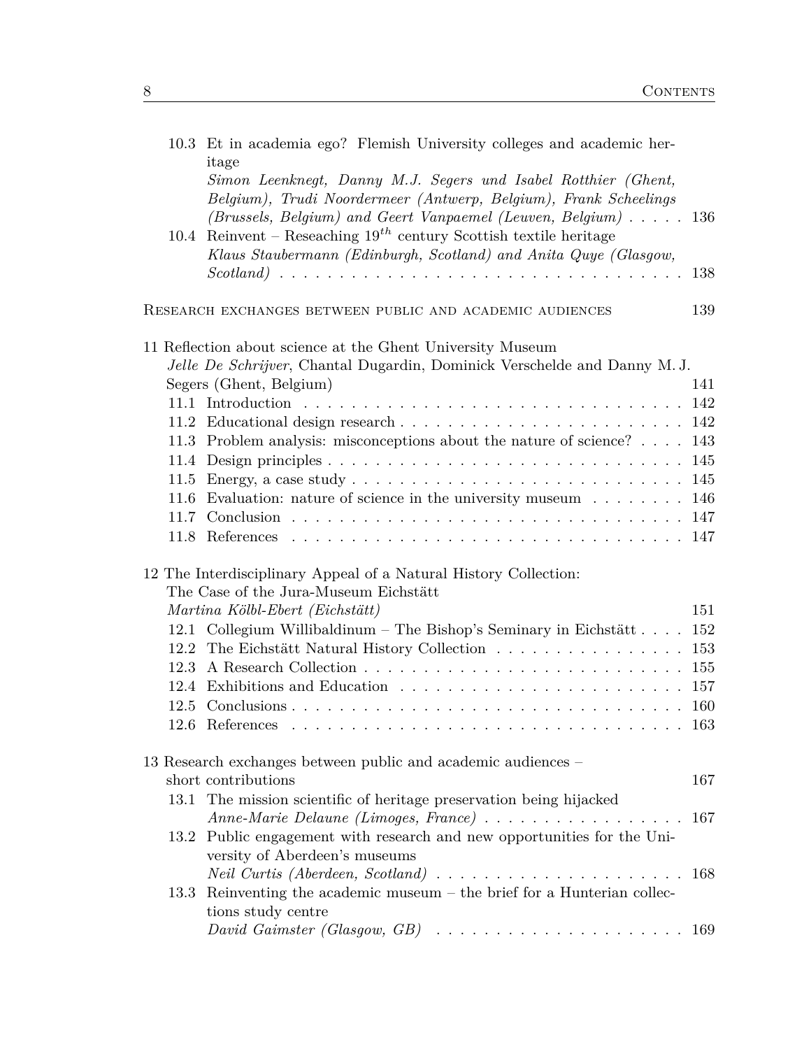10.3 Et in academia ego? Flemish University colleges and academic heritage
*Simon Leenknegt, Danny M.J. Segers und Isabel Rotthier (Ghent, Belgium), Trudi Noordermeer (Antwerp, Belgium), Frank Scheelings (Brussels, Belgium) and Geert Vanpaemel (Leuven, Belgium)* . . . . . 136

10.4 Reinvent – Reseaching $19^{th}$ century Scottish textile heritage
*Klaus Staubermann (Edinburgh, Scotland) and Anita Quye (Glasgow, Scotland)* . . . . . 138

Research exchanges between public and academic audiences 139

11 Reflection about science at the Ghent University Museum
*Jelle De Schrijver*, Chantal Dugardin, Dominick Verschelde and Danny M. J. Segers (Ghent, Belgium) 141

- 11.1 Introduction . . . . . 142
- 11.2 Educational design research . . . . . 142
- 11.3 Problem analysis: misconceptions about the nature of science? . . . . 143
- 11.4 Design principles . . . . . 145
- 11.5 Energy, a case study . . . . . 145
- 11.6 Evaluation: nature of science in the university museum . . . . . 146
- 11.7 Conclusion . . . . . 147
- 11.8 References . . . . . 147

12 The Interdisciplinary Appeal of a Natural History Collection: The Case of the Jura-Museum Eichstätt
*Martina Kölbl-Ebert (Eichstätt)* 151

- 12.1 Collegium Willibaldinum – The Bishop's Seminary in Eichstätt . . . . 152
- 12.2 The Eichstätt Natural History Collection . . . . . 153
- 12.3 A Research Collection . . . . . 155
- 12.4 Exhibitions and Education . . . . . 157
- 12.5 Conclusions . . . . . 160
- 12.6 References . . . . . 163

13 Research exchanges between public and academic audiences – short contributions 167

13.1 The mission scientific of heritage preservation being hijacked
*Anne-Marie Delaune (Limoges, France)* . . . . . 167

13.2 Public engagement with research and new opportunities for the University of Aberdeen's museums
*Neil Curtis (Aberdeen, Scotland)* . . . . . 168

13.3 Reinventing the academic museum – the brief for a Hunterian collections study centre
*David Gaimster (Glasgow, GB)* . . . . . 169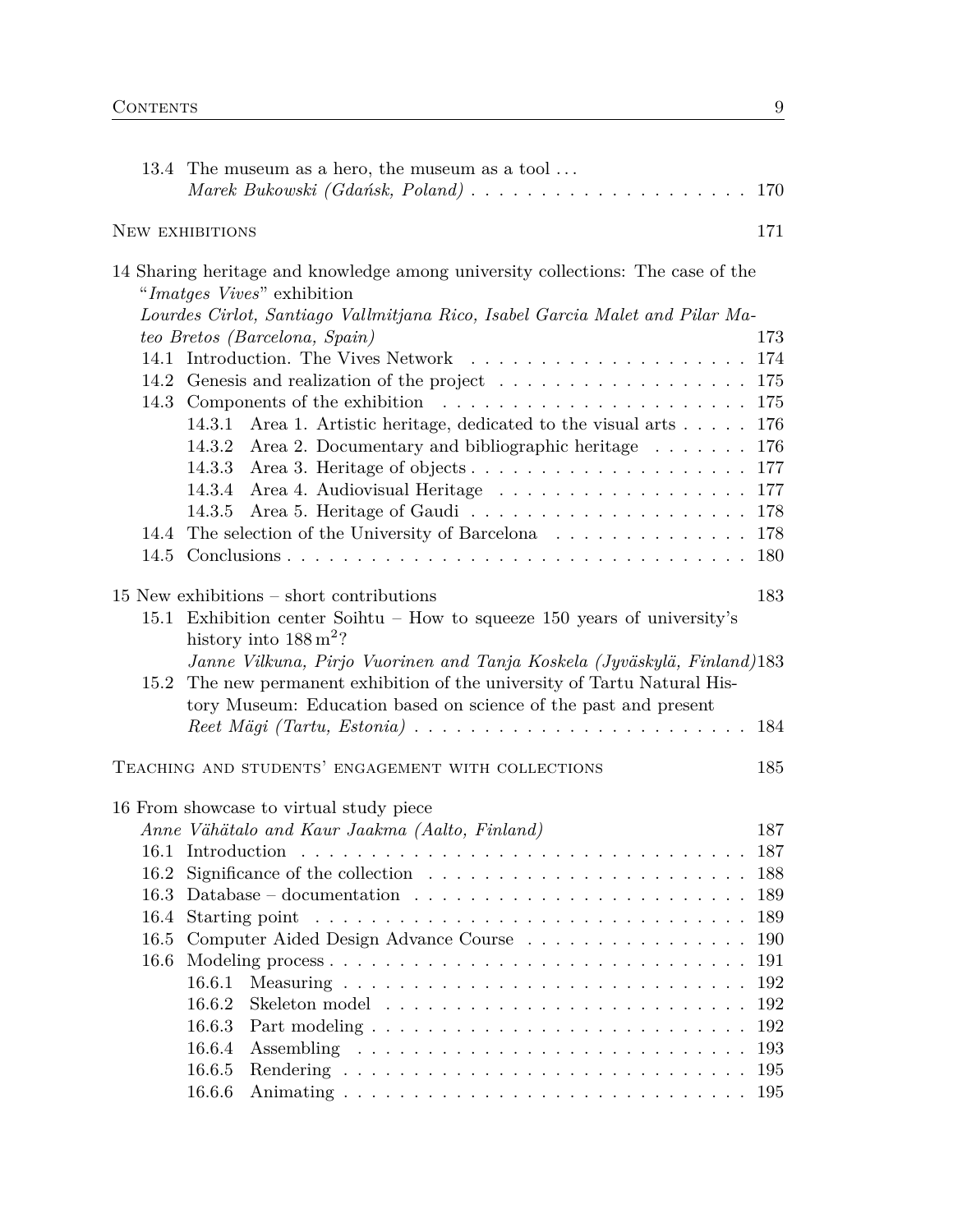13.4 The museum as a hero, the museum as a tool . . .
*Marek Bukowski (Gdańsk, Poland)* . . . . . . . . . . . . . . . . . . . . 170

New exhibitions 171

14 Sharing heritage and knowledge among university collections: The case of the "*Imatges Vives*" exhibition
*Lourdes Cirlot, Santiago Vallmitjana Rico, Isabel Garcia Malet and Pilar Mateo Bretos (Barcelona, Spain)* 173

14.1 Introduction. The Vives Network . . . . . . . . . . . . . . . . . . . . 174
14.2 Genesis and realization of the project . . . . . . . . . . . . . . . . . . 175
14.3 Components of the exhibition . . . . . . . . . . . . . . . . . . . . . . 175
14.3.1 Area 1. Artistic heritage, dedicated to the visual arts . . . . . 176
14.3.2 Area 2. Documentary and bibliographic heritage . . . . . . . 176
14.3.3 Area 3. Heritage of objects . . . . . . . . . . . . . . . . . . . . 177
14.3.4 Area 4. Audiovisual Heritage . . . . . . . . . . . . . . . . . . 177
14.3.5 Area 5. Heritage of Gaudi . . . . . . . . . . . . . . . . . . . . 178
14.4 The selection of the University of Barcelona . . . . . . . . . . . . . . 178
14.5 Conclusions . . . . . . . . . . . . . . . . . . . . . . . . . . . . . . . . . 180

15 New exhibitions – short contributions 183

15.1 Exhibition center Soihtu – How to squeeze 150 years of university's history into 188 $m^2$?
*Janne Vilkuna, Pirjo Vuorinen and Tanja Koskela (Jyväskylä, Finland)* 183
15.2 The new permanent exhibition of the university of Tartu Natural History Museum: Education based on science of the past and present
*Reet Mägi (Tartu, Estonia)* . . . . . . . . . . . . . . . . . . . . . . . . 184

Teaching and students' engagement with collections 185

16 From showcase to virtual study piece
*Anne Vähätalo and Kaur Jaakma (Aalto, Finland)* 187

16.1 Introduction . . . . . . . . . . . . . . . . . . . . . . . . . . . . . . . . 187
16.2 Significance of the collection . . . . . . . . . . . . . . . . . . . . . . . 188
16.3 Database – documentation . . . . . . . . . . . . . . . . . . . . . . . . 189
16.4 Starting point . . . . . . . . . . . . . . . . . . . . . . . . . . . . . . . 189
16.5 Computer Aided Design Advance Course . . . . . . . . . . . . . . . . 190
16.6 Modeling process . . . . . . . . . . . . . . . . . . . . . . . . . . . . . . 191
16.6.1 Measuring . . . . . . . . . . . . . . . . . . . . . . . . . . . . . 192
16.6.2 Skeleton model . . . . . . . . . . . . . . . . . . . . . . . . . . 192
16.6.3 Part modeling . . . . . . . . . . . . . . . . . . . . . . . . . . . 192
16.6.4 Assembling . . . . . . . . . . . . . . . . . . . . . . . . . . . . 193
16.6.5 Rendering . . . . . . . . . . . . . . . . . . . . . . . . . . . . . 195
16.6.6 Animating . . . . . . . . . . . . . . . . . . . . . . . . . . . . . 195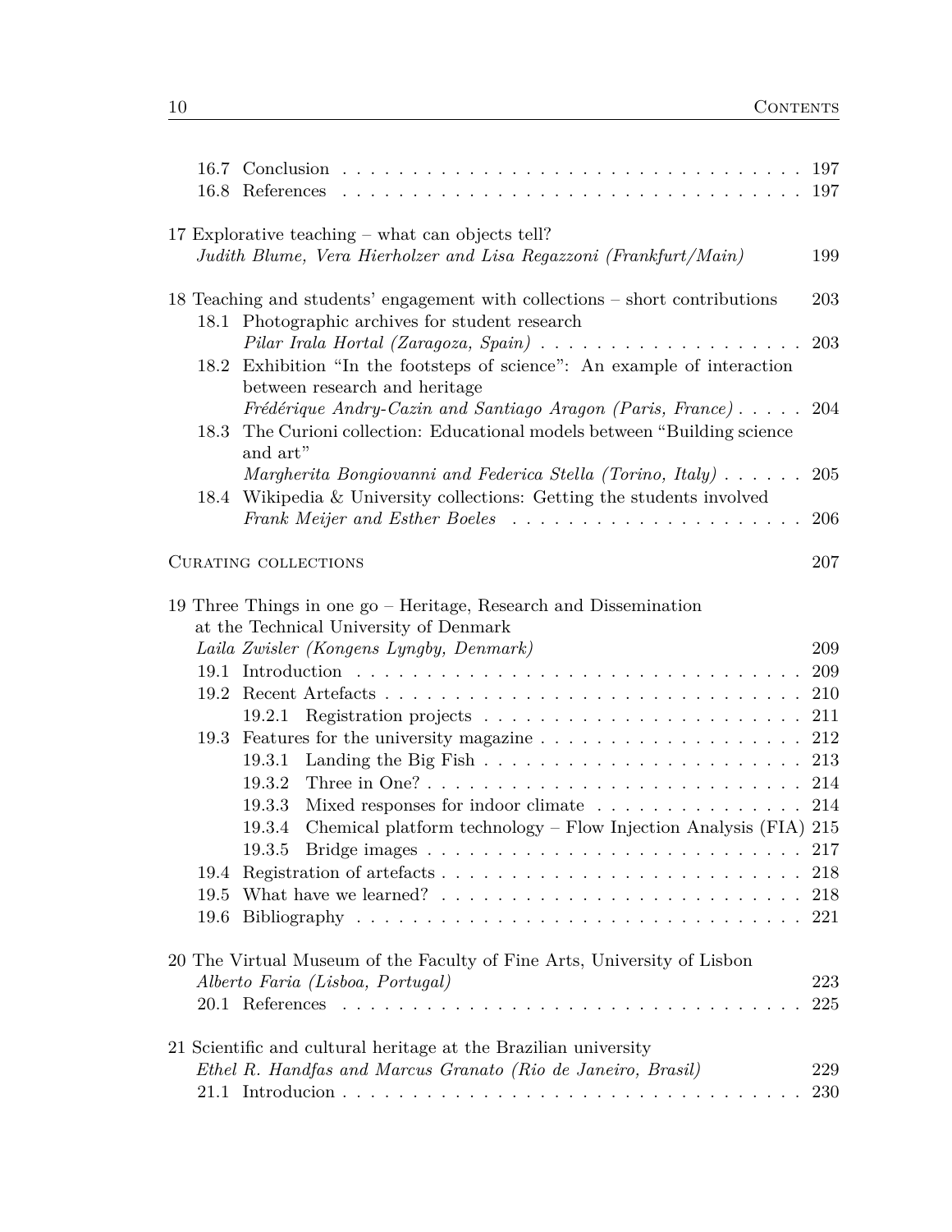16.7 Conclusion . . . . . . . . . . . . . . . . . . . . . . . . . . . . . . . . 197
16.8 References . . . . . . . . . . . . . . . . . . . . . . . . . . . . . . . . 197

17 Explorative teaching – what can objects tell?
*Judith Blume, Vera Hierholzer and Lisa Regazzoni (Frankfurt/Main)* 199

18 Teaching and students' engagement with collections – short contributions 203
18.1 Photographic archives for student research
*Pilar Irala Hortal (Zaragoza, Spain)* . . . . . . . . . . . . . . . . . . . 203
18.2 Exhibition "In the footsteps of science": An example of interaction between research and heritage
*Frédérique Andry-Cazin and Santiago Aragon (Paris, France)* . . . . . 204
18.3 The Curioni collection: Educational models between "Building science and art"
*Margherita Bongiovanni and Federica Stella (Torino, Italy)* . . . . . . 205
18.4 Wikipedia & University collections: Getting the students involved
*Frank Meijer and Esther Boeles* . . . . . . . . . . . . . . . . . . . . 206

Curating collections 207

19 Three Things in one go – Heritage, Research and Dissemination at the Technical University of Denmark
*Laila Zwisler (Kongens Lyngby, Denmark)* 209
19.1 Introduction . . . . . . . . . . . . . . . . . . . . . . . . . . . . . . . . 209
19.2 Recent Artefacts . . . . . . . . . . . . . . . . . . . . . . . . . . . . . . 210
19.2.1 Registration projects . . . . . . . . . . . . . . . . . . . . . . . 211
19.3 Features for the university magazine . . . . . . . . . . . . . . . . . . . 212
19.3.1 Landing the Big Fish . . . . . . . . . . . . . . . . . . . . . . . 213
19.3.2 Three in One? . . . . . . . . . . . . . . . . . . . . . . . . . . . 214
19.3.3 Mixed responses for indoor climate . . . . . . . . . . . . . . . 214
19.3.4 Chemical platform technology – Flow Injection Analysis (FIA) 215
19.3.5 Bridge images . . . . . . . . . . . . . . . . . . . . . . . . . . . 217
19.4 Registration of artefacts . . . . . . . . . . . . . . . . . . . . . . . . . . 218
19.5 What have we learned? . . . . . . . . . . . . . . . . . . . . . . . . . . 218
19.6 Bibliography . . . . . . . . . . . . . . . . . . . . . . . . . . . . . . . . 221

20 The Virtual Museum of the Faculty of Fine Arts, University of Lisbon
*Alberto Faria (Lisboa, Portugal)* 223
20.1 References . . . . . . . . . . . . . . . . . . . . . . . . . . . . . . . . 225

21 Scientific and cultural heritage at the Brazilian university
*Ethel R. Handfas and Marcus Granato (Rio de Janeiro, Brasil)* 229
21.1 Introducion . . . . . . . . . . . . . . . . . . . . . . . . . . . . . . . . 230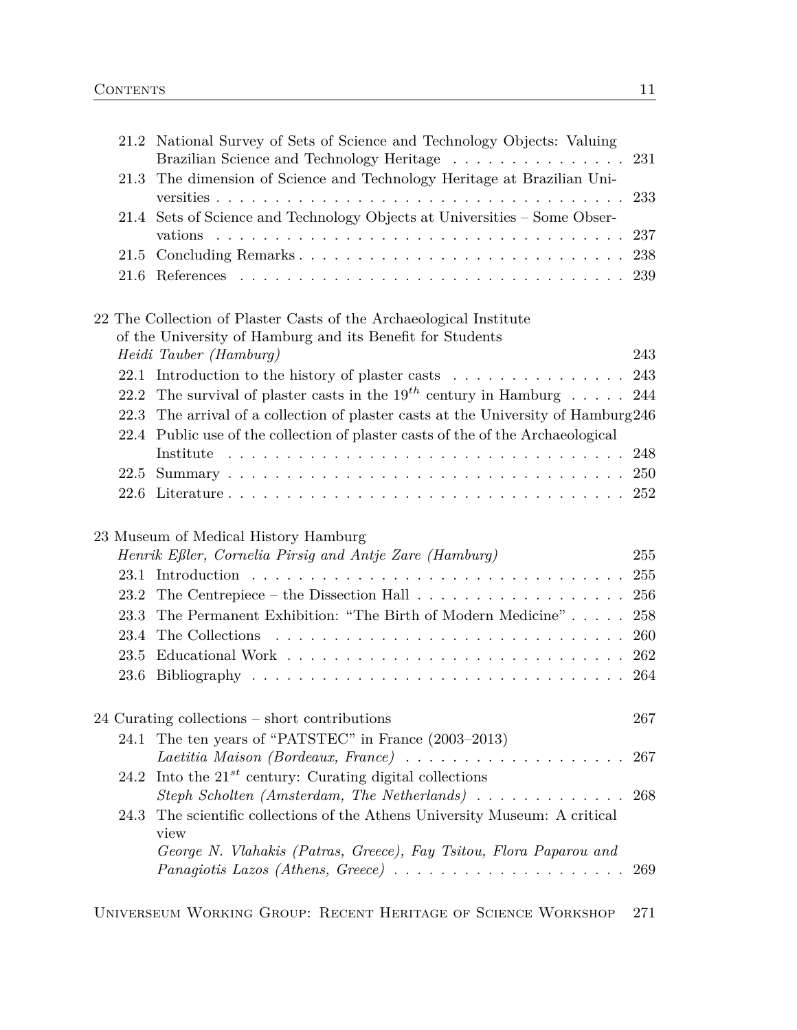21.2 National Survey of Sets of Science and Technology Objects: Valuing Brazilian Science and Technology Heritage . . . . . . . . . . . . . . . 231
21.3 The dimension of Science and Technology Heritage at Brazilian Universities . . . . . . . . . . . . . . . . . . . . . . . . . . . . . . . . . . . 233
21.4 Sets of Science and Technology Objects at Universities – Some Observations . . . . . . . . . . . . . . . . . . . . . . . . . . . . . . . . . 237
21.5 Concluding Remarks . . . . . . . . . . . . . . . . . . . . . . . . . . 238
21.6 References . . . . . . . . . . . . . . . . . . . . . . . . . . . . . . . 239

22 The Collection of Plaster Casts of the Archaeological Institute of the University of Hamburg and its Benefit for Students
*Heidi Tauber (Hamburg)* 243
22.1 Introduction to the history of plaster casts . . . . . . . . . . . . . . 243
22.2 The survival of plaster casts in the $19^{th}$ century in Hamburg . . . . . 244
22.3 The arrival of a collection of plaster casts at the University of Hamburg 246
22.4 Public use of the collection of plaster casts of the of the Archaeological Institute . . . . . . . . . . . . . . . . . . . . . . . . . . . . . . . . 248
22.5 Summary . . . . . . . . . . . . . . . . . . . . . . . . . . . . . . . . 250
22.6 Literature . . . . . . . . . . . . . . . . . . . . . . . . . . . . . . . 252

23 Museum of Medical History Hamburg
*Henrik Eßler, Cornelia Pirsig and Antje Zare (Hamburg)* 255
23.1 Introduction . . . . . . . . . . . . . . . . . . . . . . . . . . . . . . 255
23.2 The Centrepiece – the Dissection Hall . . . . . . . . . . . . . . . . . 256
23.3 The Permanent Exhibition: "The Birth of Modern Medicine" . . . . . 258
23.4 The Collections . . . . . . . . . . . . . . . . . . . . . . . . . . . . 260
23.5 Educational Work . . . . . . . . . . . . . . . . . . . . . . . . . . . 262
23.6 Bibliography . . . . . . . . . . . . . . . . . . . . . . . . . . . . . . 264

24 Curating collections – short contributions 267
24.1 The ten years of "PATSTEC" in France (2003–2013)
*Laetitia Maison (Bordeaux, France)* . . . . . . . . . . . . . . . . . . 267
24.2 Into the $21^{st}$ century: Curating digital collections
*Steph Scholten (Amsterdam, The Netherlands)* . . . . . . . . . . . . . 268
24.3 The scientific collections of the Athens University Museum: A critical view
*George N. Vlahakis (Patras, Greece), Fay Tsitou, Flora Paparou and Panagiotis Lazos (Athens, Greece)* . . . . . . . . . . . . . . . . . . . 269

Universeum Working Group: Recent Heritage of Science Workshop 271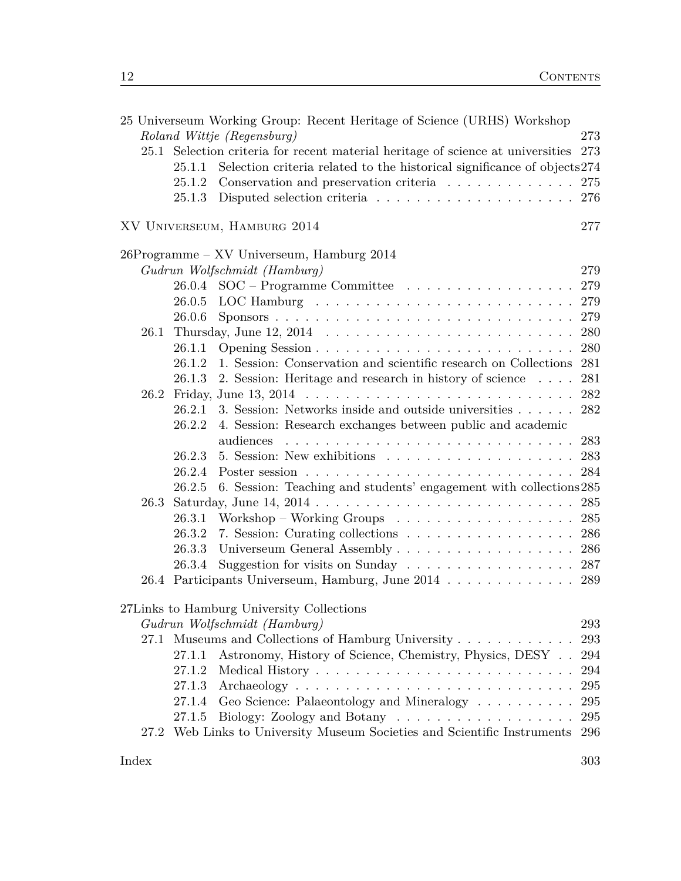25 Universeum Working Group: Recent Heritage of Science (URHS) Workshop
*Roland Wittje (Regensburg)* 273
- 25.1 Selection criteria for recent material heritage of science at universities 273
  - 25.1.1 Selection criteria related to the historical significance of objects 274
  - 25.1.2 Conservation and preservation criteria . . . . . . . . . . . . . 275
  - 25.1.3 Disputed selection criteria . . . . . . . . . . . . . . . . . . . . 276

XV Universeum, Hamburg 2014 277

26 Programme – XV Universeum, Hamburg 2014
*Gudrun Wolfschmidt (Hamburg)* 279
  - 26.0.4 SOC – Programme Committee . . . . . . . . . . . . . . . . . 279
  - 26.0.5 LOC Hamburg . . . . . . . . . . . . . . . . . . . . . . . . . 279
  - 26.0.6 Sponsors . . . . . . . . . . . . . . . . . . . . . . . . . . . . . 279
- 26.1 Thursday, June 12, 2014 . . . . . . . . . . . . . . . . . . . . . . . . 280
  - 26.1.1 Opening Session . . . . . . . . . . . . . . . . . . . . . . . . . 280
  - 26.1.2 1. Session: Conservation and scientific research on Collections 281
  - 26.1.3 2. Session: Heritage and research in history of science . . . . 281
- 26.2 Friday, June 13, 2014 . . . . . . . . . . . . . . . . . . . . . . . . . 282
  - 26.2.1 3. Session: Networks inside and outside universities . . . . . . 282
  - 26.2.2 4. Session: Research exchanges between public and academic audiences . . . . . . . . . . . . . . . . . . . . . . . . . . . . 283
  - 26.2.3 5. Session: New exhibitions . . . . . . . . . . . . . . . . . . . 283
  - 26.2.4 Poster session . . . . . . . . . . . . . . . . . . . . . . . . . . 284
  - 26.2.5 6. Session: Teaching and students' engagement with collections 285
- 26.3 Saturday, June 14, 2014 . . . . . . . . . . . . . . . . . . . . . . . . 285
  - 26.3.1 Workshop – Working Groups . . . . . . . . . . . . . . . . . . 285
  - 26.3.2 7. Session: Curating collections . . . . . . . . . . . . . . . . . 286
  - 26.3.3 Universeum General Assembly . . . . . . . . . . . . . . . . . . 286
  - 26.3.4 Suggestion for visits on Sunday . . . . . . . . . . . . . . . . . 287
- 26.4 Participants Universeum, Hamburg, June 2014 . . . . . . . . . . . . . 289

27 Links to Hamburg University Collections
*Gudrun Wolfschmidt (Hamburg)* 293
- 27.1 Museums and Collections of Hamburg University . . . . . . . . . . . . 293
  - 27.1.1 Astronomy, History of Science, Chemistry, Physics, DESY . . 294
  - 27.1.2 Medical History . . . . . . . . . . . . . . . . . . . . . . . . . 294
  - 27.1.3 Archaeology . . . . . . . . . . . . . . . . . . . . . . . . . . . 295
  - 27.1.4 Geo Science: Palaeontology and Mineralogy . . . . . . . . . . 295
  - 27.1.5 Biology: Zoology and Botany . . . . . . . . . . . . . . . . . . 295
- 27.2 Web Links to University Museum Societies and Scientific Instruments 296

Index 303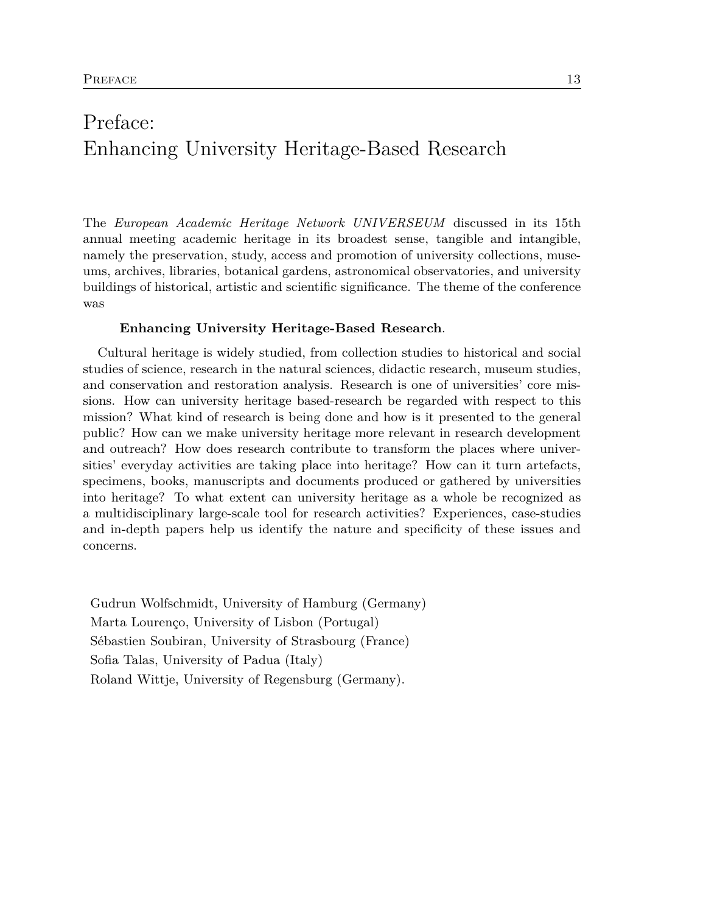# Preface:
# Enhancing University Heritage-Based Research

The *European Academic Heritage Network UNIVERSEUM* discussed in its 15th annual meeting academic heritage in its broadest sense, tangible and intangible, namely the preservation, study, access and promotion of university collections, museums, archives, libraries, botanical gardens, astronomical observatories, and university buildings of historical, artistic and scientific significance. The theme of the conference was

**Enhancing University Heritage-Based Research**.

Cultural heritage is widely studied, from collection studies to historical and social studies of science, research in the natural sciences, didactic research, museum studies, and conservation and restoration analysis. Research is one of universities' core missions. How can university heritage based-research be regarded with respect to this mission? What kind of research is being done and how is it presented to the general public? How can we make university heritage more relevant in research development and outreach? How does research contribute to transform the places where universities' everyday activities are taking place into heritage? How can it turn artefacts, specimens, books, manuscripts and documents produced or gathered by universities into heritage? To what extent can university heritage as a whole be recognized as a multidisciplinary large-scale tool for research activities? Experiences, case-studies and in-depth papers help us identify the nature and specificity of these issues and concerns.

Gudrun Wolfschmidt, University of Hamburg (Germany)
Marta Lourenço, University of Lisbon (Portugal)
Sébastien Soubiran, University of Strasbourg (France)
Sofia Talas, University of Padua (Italy)
Roland Wittje, University of Regensburg (Germany).